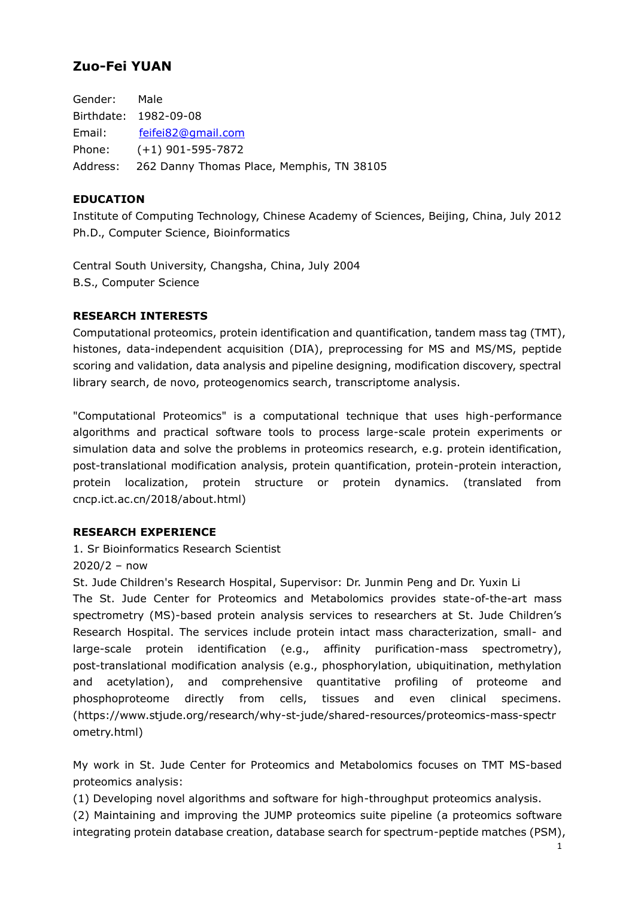# Zuo-Fei YUAN

Gender: Male
Birthdate: 1982-09-08
Email: feifei82@gmail.com
Phone: (+1) 901-595-7872
Address: 262 Danny Thomas Place, Memphis, TN 38105

## EDUCATION

Institute of Computing Technology, Chinese Academy of Sciences, Beijing, China, July 2012
Ph.D., Computer Science, Bioinformatics

Central South University, Changsha, China, July 2004
B.S., Computer Science

## RESEARCH INTERESTS

Computational proteomics, protein identification and quantification, tandem mass tag (TMT), histones, data-independent acquisition (DIA), preprocessing for MS and MS/MS, peptide scoring and validation, data analysis and pipeline designing, modification discovery, spectral library search, de novo, proteogenomics search, transcriptome analysis.

"Computational Proteomics" is a computational technique that uses high-performance algorithms and practical software tools to process large-scale protein experiments or simulation data and solve the problems in proteomics research, e.g. protein identification, post-translational modification analysis, protein quantification, protein-protein interaction, protein localization, protein structure or protein dynamics. (translated from cncp.ict.ac.cn/2018/about.html)

## RESEARCH EXPERIENCE

1. Sr Bioinformatics Research Scientist
2020/2 – now
St. Jude Children's Research Hospital, Supervisor: Dr. Junmin Peng and Dr. Yuxin Li
The St. Jude Center for Proteomics and Metabolomics provides state-of-the-art mass spectrometry (MS)-based protein analysis services to researchers at St. Jude Children's Research Hospital. The services include protein intact mass characterization, small- and large-scale protein identification (e.g., affinity purification-mass spectrometry), post-translational modification analysis (e.g., phosphorylation, ubiquitination, methylation and acetylation), and comprehensive quantitative profiling of proteome and phosphoproteome directly from cells, tissues and even clinical specimens. (https://www.stjude.org/research/why-st-jude/shared-resources/proteomics-mass-spectrometry.html)

My work in St. Jude Center for Proteomics and Metabolomics focuses on TMT MS-based proteomics analysis:
(1) Developing novel algorithms and software for high-throughput proteomics analysis.
(2) Maintaining and improving the JUMP proteomics suite pipeline (a proteomics software integrating protein database creation, database search for spectrum-peptide matches (PSM),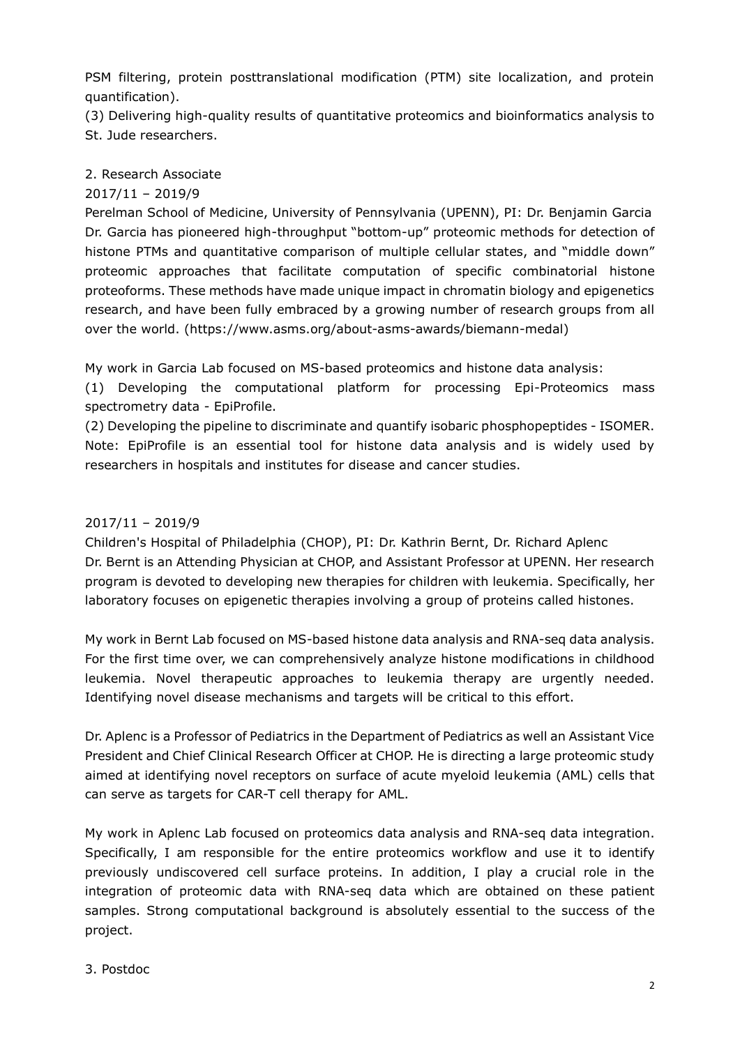PSM filtering, protein posttranslational modification (PTM) site localization, and protein quantification).

(3) Delivering high-quality results of quantitative proteomics and bioinformatics analysis to St. Jude researchers.

2. Research Associate

2017/11 – 2019/9

Perelman School of Medicine, University of Pennsylvania (UPENN), PI: Dr. Benjamin Garcia

Dr. Garcia has pioneered high-throughput "bottom-up" proteomic methods for detection of histone PTMs and quantitative comparison of multiple cellular states, and "middle down" proteomic approaches that facilitate computation of specific combinatorial histone proteoforms. These methods have made unique impact in chromatin biology and epigenetics research, and have been fully embraced by a growing number of research groups from all over the world. (https://www.asms.org/about-asms-awards/biemann-medal)

My work in Garcia Lab focused on MS-based proteomics and histone data analysis:

(1) Developing the computational platform for processing Epi-Proteomics mass spectrometry data - EpiProfile.

(2) Developing the pipeline to discriminate and quantify isobaric phosphopeptides - ISOMER.

Note: EpiProfile is an essential tool for histone data analysis and is widely used by researchers in hospitals and institutes for disease and cancer studies.

2017/11 – 2019/9

Children's Hospital of Philadelphia (CHOP), PI: Dr. Kathrin Bernt, Dr. Richard Aplenc

Dr. Bernt is an Attending Physician at CHOP, and Assistant Professor at UPENN. Her research program is devoted to developing new therapies for children with leukemia. Specifically, her laboratory focuses on epigenetic therapies involving a group of proteins called histones.

My work in Bernt Lab focused on MS-based histone data analysis and RNA-seq data analysis. For the first time over, we can comprehensively analyze histone modifications in childhood leukemia. Novel therapeutic approaches to leukemia therapy are urgently needed. Identifying novel disease mechanisms and targets will be critical to this effort.

Dr. Aplenc is a Professor of Pediatrics in the Department of Pediatrics as well an Assistant Vice President and Chief Clinical Research Officer at CHOP. He is directing a large proteomic study aimed at identifying novel receptors on surface of acute myeloid leukemia (AML) cells that can serve as targets for CAR-T cell therapy for AML.

My work in Aplenc Lab focused on proteomics data analysis and RNA-seq data integration. Specifically, I am responsible for the entire proteomics workflow and use it to identify previously undiscovered cell surface proteins. In addition, I play a crucial role in the integration of proteomic data with RNA-seq data which are obtained on these patient samples. Strong computational background is absolutely essential to the success of the project.

3. Postdoc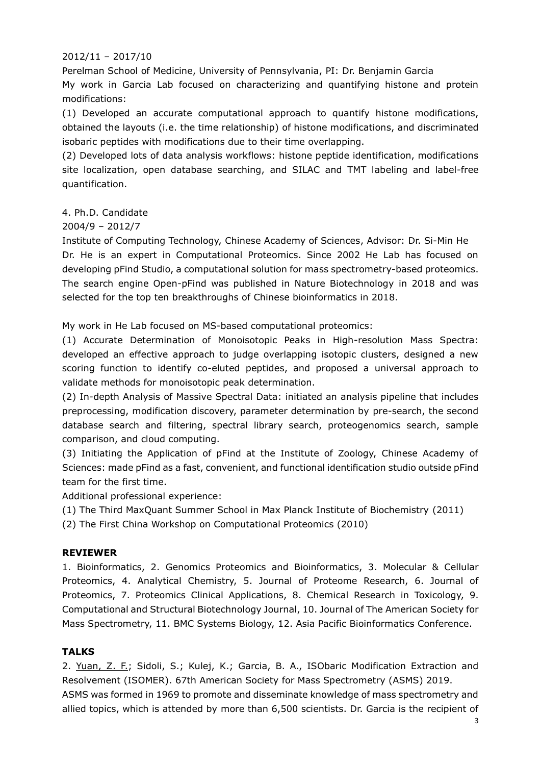2012/11 – 2017/10

Perelman School of Medicine, University of Pennsylvania, PI: Dr. Benjamin Garcia

My work in Garcia Lab focused on characterizing and quantifying histone and protein modifications:

(1) Developed an accurate computational approach to quantify histone modifications, obtained the layouts (i.e. the time relationship) of histone modifications, and discriminated isobaric peptides with modifications due to their time overlapping.

(2) Developed lots of data analysis workflows: histone peptide identification, modifications site localization, open database searching, and SILAC and TMT labeling and label-free quantification.

4. Ph.D. Candidate

2004/9 – 2012/7

Institute of Computing Technology, Chinese Academy of Sciences, Advisor: Dr. Si-Min He

Dr. He is an expert in Computational Proteomics. Since 2002 He Lab has focused on developing pFind Studio, a computational solution for mass spectrometry-based proteomics. The search engine Open-pFind was published in Nature Biotechnology in 2018 and was selected for the top ten breakthroughs of Chinese bioinformatics in 2018.

My work in He Lab focused on MS-based computational proteomics:

(1) Accurate Determination of Monoisotopic Peaks in High-resolution Mass Spectra: developed an effective approach to judge overlapping isotopic clusters, designed a new scoring function to identify co-eluted peptides, and proposed a universal approach to validate methods for monoisotopic peak determination.

(2) In-depth Analysis of Massive Spectral Data: initiated an analysis pipeline that includes preprocessing, modification discovery, parameter determination by pre-search, the second database search and filtering, spectral library search, proteogenomics search, sample comparison, and cloud computing.

(3) Initiating the Application of pFind at the Institute of Zoology, Chinese Academy of Sciences: made pFind as a fast, convenient, and functional identification studio outside pFind team for the first time.

Additional professional experience:

(1) The Third MaxQuant Summer School in Max Planck Institute of Biochemistry (2011)

(2) The First China Workshop on Computational Proteomics (2010)

**REVIEWER**

1. Bioinformatics, 2. Genomics Proteomics and Bioinformatics, 3. Molecular & Cellular Proteomics, 4. Analytical Chemistry, 5. Journal of Proteome Research, 6. Journal of Proteomics, 7. Proteomics Clinical Applications, 8. Chemical Research in Toxicology, 9. Computational and Structural Biotechnology Journal, 10. Journal of The American Society for Mass Spectrometry, 11. BMC Systems Biology, 12. Asia Pacific Bioinformatics Conference.

**TALKS**

2. Yuan, Z. F.; Sidoli, S.; Kulej, K.; Garcia, B. A., ISObaric Modification Extraction and Resolvement (ISOMER). 67th American Society for Mass Spectrometry (ASMS) 2019.

ASMS was formed in 1969 to promote and disseminate knowledge of mass spectrometry and allied topics, which is attended by more than 6,500 scientists. Dr. Garcia is the recipient of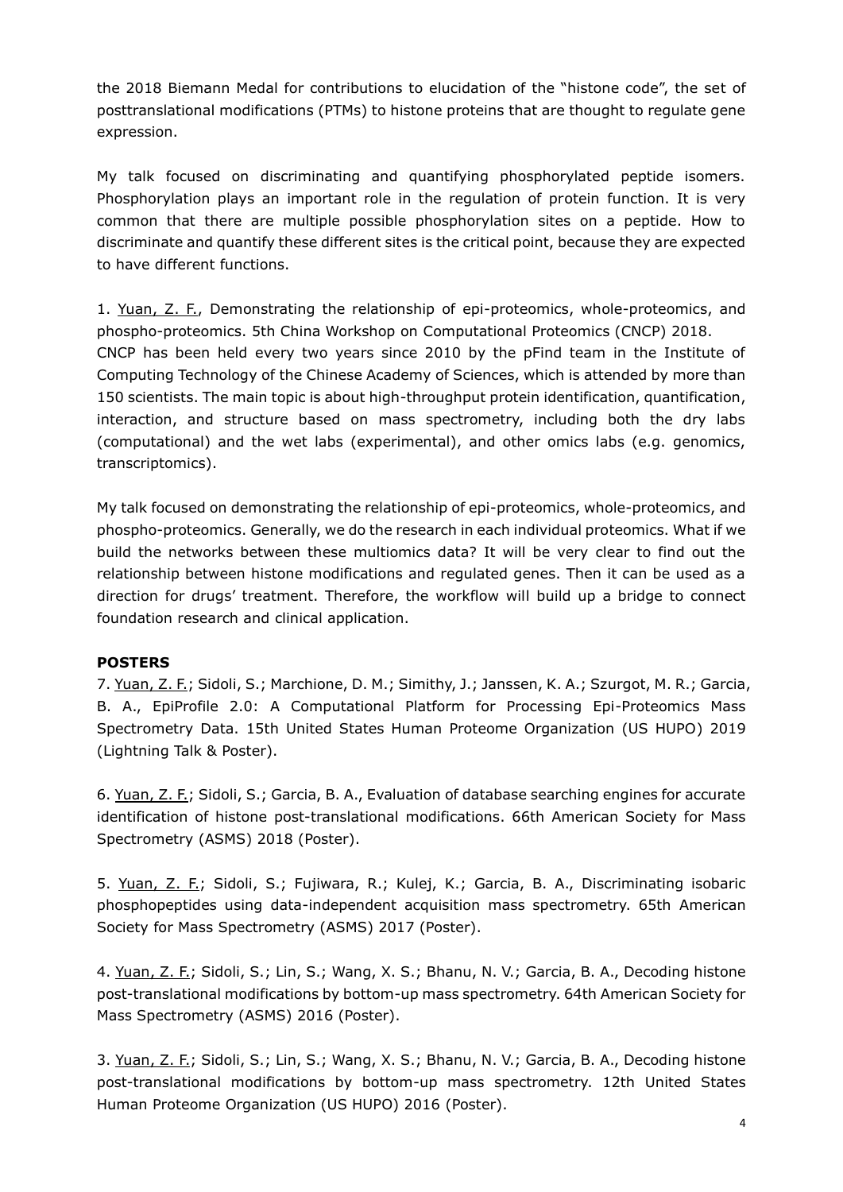the 2018 Biemann Medal for contributions to elucidation of the "histone code", the set of posttranslational modifications (PTMs) to histone proteins that are thought to regulate gene expression.

My talk focused on discriminating and quantifying phosphorylated peptide isomers. Phosphorylation plays an important role in the regulation of protein function. It is very common that there are multiple possible phosphorylation sites on a peptide. How to discriminate and quantify these different sites is the critical point, because they are expected to have different functions.

1. Yuan, Z. F., Demonstrating the relationship of epi-proteomics, whole-proteomics, and phospho-proteomics. 5th China Workshop on Computational Proteomics (CNCP) 2018.
CNCP has been held every two years since 2010 by the pFind team in the Institute of Computing Technology of the Chinese Academy of Sciences, which is attended by more than 150 scientists. The main topic is about high-throughput protein identification, quantification, interaction, and structure based on mass spectrometry, including both the dry labs (computational) and the wet labs (experimental), and other omics labs (e.g. genomics, transcriptomics).

My talk focused on demonstrating the relationship of epi-proteomics, whole-proteomics, and phospho-proteomics. Generally, we do the research in each individual proteomics. What if we build the networks between these multiomics data? It will be very clear to find out the relationship between histone modifications and regulated genes. Then it can be used as a direction for drugs' treatment. Therefore, the workflow will build up a bridge to connect foundation research and clinical application.

**POSTERS**

7. Yuan, Z. F.; Sidoli, S.; Marchione, D. M.; Simithy, J.; Janssen, K. A.; Szurgot, M. R.; Garcia, B. A., EpiProfile 2.0: A Computational Platform for Processing Epi-Proteomics Mass Spectrometry Data. 15th United States Human Proteome Organization (US HUPO) 2019 (Lightning Talk & Poster).

6. Yuan, Z. F.; Sidoli, S.; Garcia, B. A., Evaluation of database searching engines for accurate identification of histone post-translational modifications. 66th American Society for Mass Spectrometry (ASMS) 2018 (Poster).

5. Yuan, Z. F.; Sidoli, S.; Fujiwara, R.; Kulej, K.; Garcia, B. A., Discriminating isobaric phosphopeptides using data-independent acquisition mass spectrometry. 65th American Society for Mass Spectrometry (ASMS) 2017 (Poster).

4. Yuan, Z. F.; Sidoli, S.; Lin, S.; Wang, X. S.; Bhanu, N. V.; Garcia, B. A., Decoding histone post-translational modifications by bottom-up mass spectrometry. 64th American Society for Mass Spectrometry (ASMS) 2016 (Poster).

3. Yuan, Z. F.; Sidoli, S.; Lin, S.; Wang, X. S.; Bhanu, N. V.; Garcia, B. A., Decoding histone post-translational modifications by bottom-up mass spectrometry. 12th United States Human Proteome Organization (US HUPO) 2016 (Poster).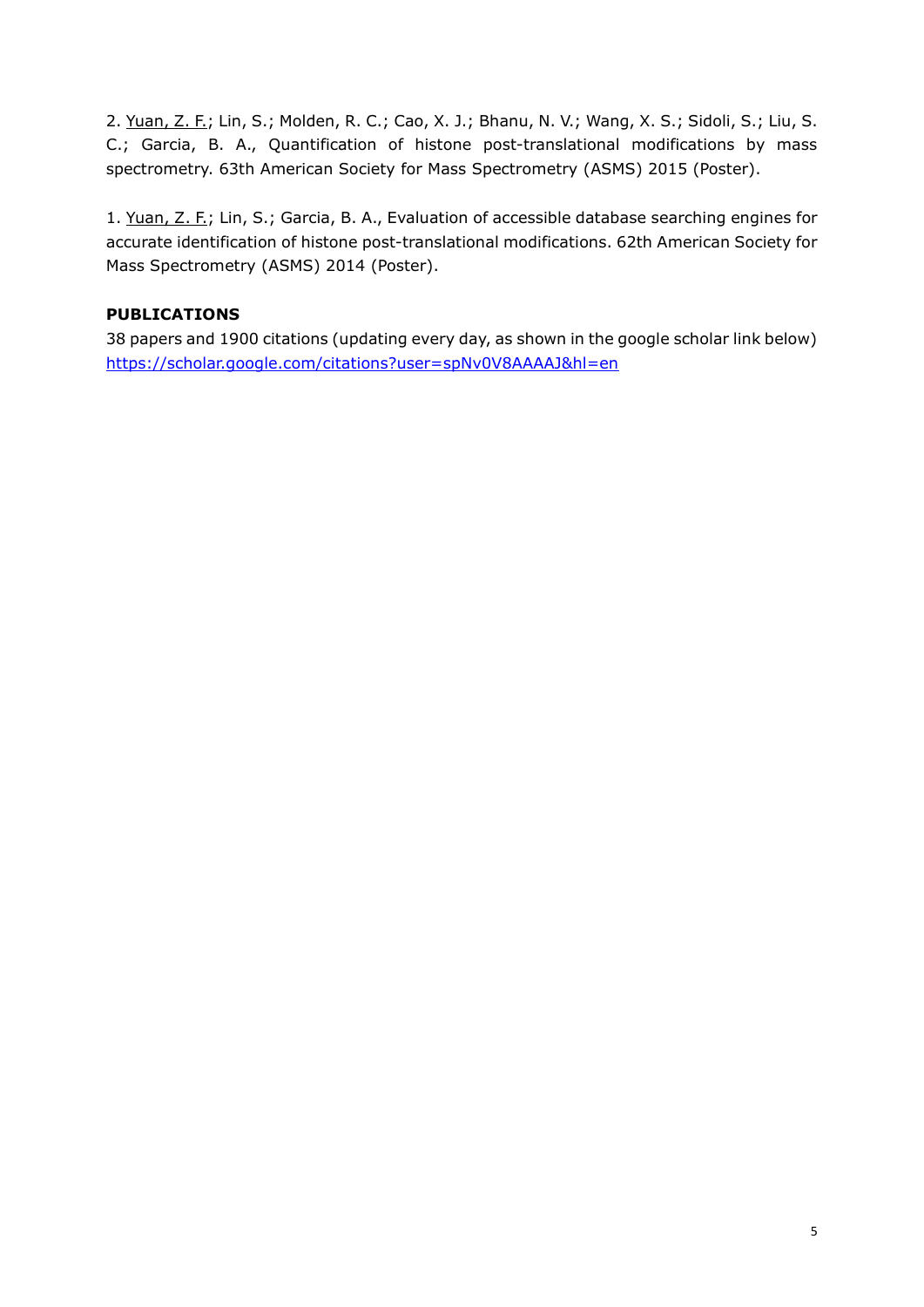2. Yuan, Z. F.; Lin, S.; Molden, R. C.; Cao, X. J.; Bhanu, N. V.; Wang, X. S.; Sidoli, S.; Liu, S. C.; Garcia, B. A., Quantification of histone post-translational modifications by mass spectrometry. 63th American Society for Mass Spectrometry (ASMS) 2015 (Poster).

1. Yuan, Z. F.; Lin, S.; Garcia, B. A., Evaluation of accessible database searching engines for accurate identification of histone post-translational modifications. 62th American Society for Mass Spectrometry (ASMS) 2014 (Poster).

**PUBLICATIONS**

38 papers and 1900 citations (updating every day, as shown in the google scholar link below)
https://scholar.google.com/citations?user=spNv0V8AAAAJ&hl=en